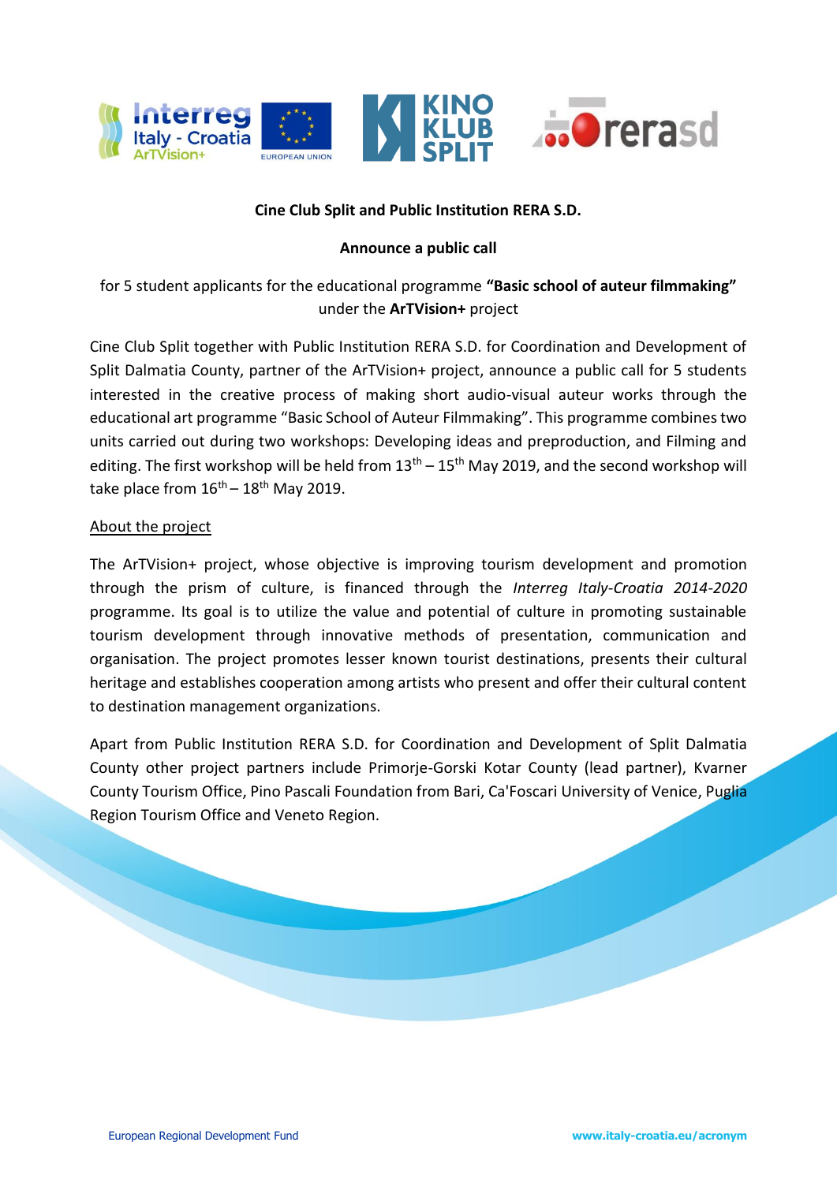**Cine Club Split and Public Institution RERA S.D.**

**Announce a public call**

for 5 student applicants for the educational programme **"Basic school of auteur filmmaking"** under the **ArTVision+** project

Cine Club Split together with Public Institution RERA S.D. for Coordination and Development of Split Dalmatia County, partner of the ArTVision+ project, announce a public call for 5 students interested in the creative process of making short audio-visual auteur works through the educational art programme "Basic School of Auteur Filmmaking". This programme combines two units carried out during two workshops: Developing ideas and preproduction, and Filming and editing. The first workshop will be held from 13th – 15th May 2019, and the second workshop will take place from 16th – 18th May 2019.

<u>About the project</u>

The ArTVision+ project, whose objective is improving tourism development and promotion through the prism of culture, is financed through the *Interreg Italy-Croatia 2014-2020* programme. Its goal is to utilize the value and potential of culture in promoting sustainable tourism development through innovative methods of presentation, communication and organisation. The project promotes lesser known tourist destinations, presents their cultural heritage and establishes cooperation among artists who present and offer their cultural content to destination management organizations.

Apart from Public Institution RERA S.D. for Coordination and Development of Split Dalmatia County other project partners include Primorje-Gorski Kotar County (lead partner), Kvarner County Tourism Office, Pino Pascali Foundation from Bari, Ca'Foscari University of Venice, Puglia Region Tourism Office and Veneto Region.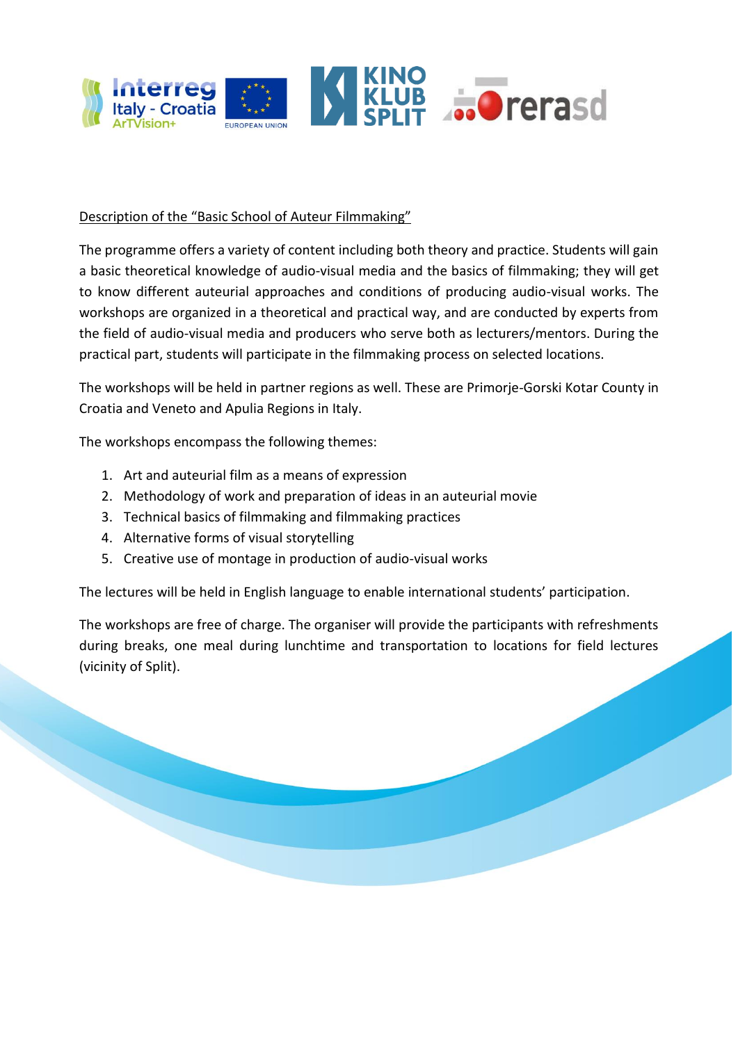Description of the "Basic School of Auteur Filmmaking"

The programme offers a variety of content including both theory and practice. Students will gain a basic theoretical knowledge of audio-visual media and the basics of filmmaking; they will get to know different auteurial approaches and conditions of producing audio-visual works. The workshops are organized in a theoretical and practical way, and are conducted by experts from the field of audio-visual media and producers who serve both as lecturers/mentors. During the practical part, students will participate in the filmmaking process on selected locations.

The workshops will be held in partner regions as well. These are Primorje-Gorski Kotar County in Croatia and Veneto and Apulia Regions in Italy.

The workshops encompass the following themes:

1. Art and auteurial film as a means of expression
2. Methodology of work and preparation of ideas in an auteurial movie
3. Technical basics of filmmaking and filmmaking practices
4. Alternative forms of visual storytelling
5. Creative use of montage in production of audio-visual works

The lectures will be held in English language to enable international students' participation.

The workshops are free of charge. The organiser will provide the participants with refreshments during breaks, one meal during lunchtime and transportation to locations for field lectures (vicinity of Split).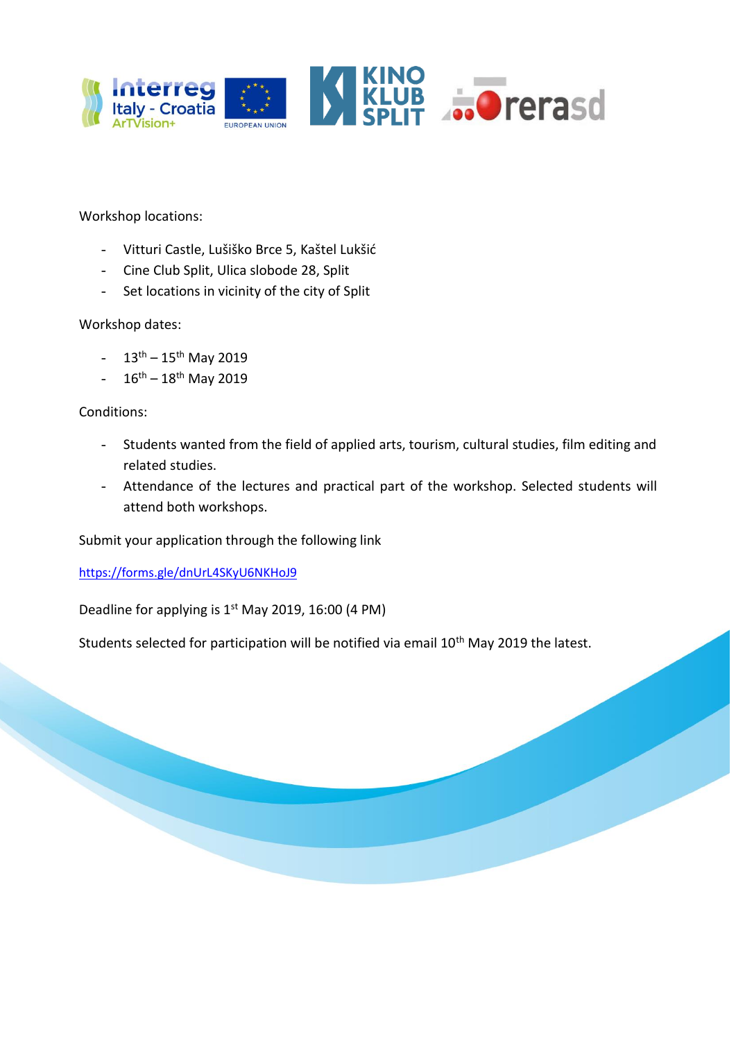Workshop locations:

- Vitturi Castle, Lušiško Brce 5, Kaštel Lukšić
- Cine Club Split, Ulica slobode 28, Split
- Set locations in vicinity of the city of Split

Workshop dates:

- 13th – 15th May 2019
- 16th – 18th May 2019

Conditions:

- Students wanted from the field of applied arts, tourism, cultural studies, film editing and related studies.
- Attendance of the lectures and practical part of the workshop. Selected students will attend both workshops.

Submit your application through the following link

https://forms.gle/dnUrL4SKyU6NKHoJ9

Deadline for applying is 1st May 2019, 16:00 (4 PM)

Students selected for participation will be notified via email 10th May 2019 the latest.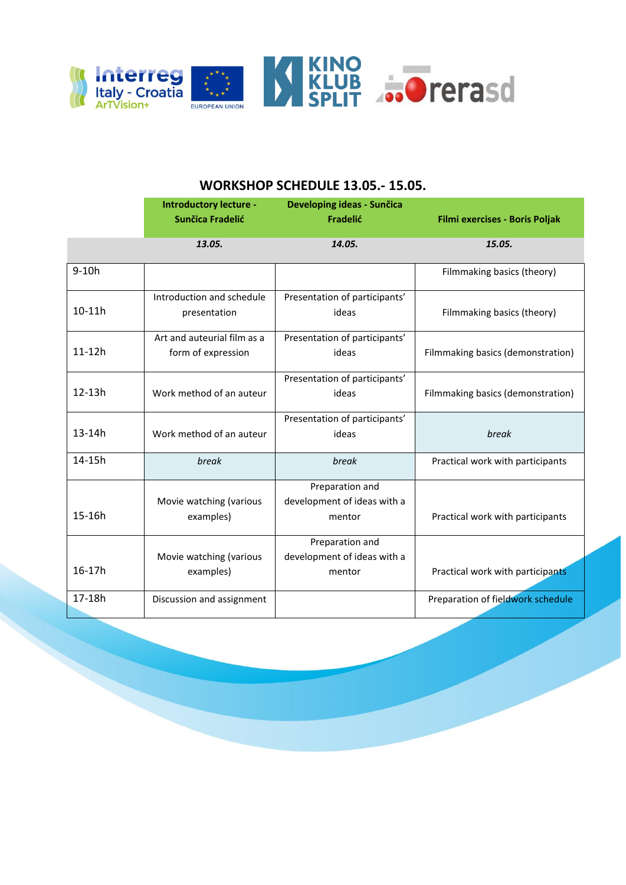## WORKSHOP SCHEDULE 13.05.- 15.05.

| | **Introductory lecture - Sunčica Fradelić** | **Developing ideas - Sunčica Fradelić** | **Filmi exercises - Boris Poljak** |
|---|---|---|---|
| | ***13.05.*** | ***14.05.*** | ***15.05.*** |
| 9-10h | | | Filmmaking basics (theory) |
| 10-11h | Introduction and schedule presentation | Presentation of participants' ideas | Filmmaking basics (theory) |
| 11-12h | Art and auteurial film as a form of expression | Presentation of participants' ideas | Filmmaking basics (demonstration) |
| 12-13h | Work method of an auteur | Presentation of participants' ideas | Filmmaking basics (demonstration) |
| 13-14h | Work method of an auteur | Presentation of participants' ideas | *break* |
| 14-15h | *break* | *break* | Practical work with participants |
| 15-16h | Movie watching (various examples) | Preparation and development of ideas with a mentor | Practical work with participants |
| 16-17h | Movie watching (various examples) | Preparation and development of ideas with a mentor | Practical work with participants |
| 17-18h | Discussion and assignment | | Preparation of fieldwork schedule |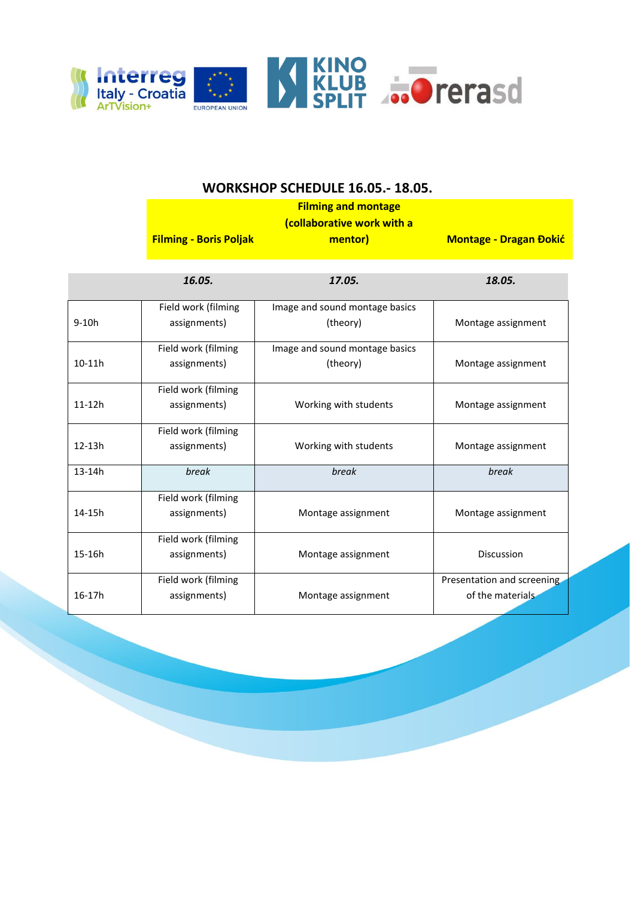## WORKSHOP SCHEDULE 16.05.- 18.05.

| **Filming - Boris Poljak** | **Filming and montage (collaborative work with a mentor)** | **Montage - Dragan Đokić** |
|---|---|---|

| | *16.05.* | *17.05.* | *18.05.* |
|---|---|---|---|
| 9-10h | Field work (filming assignments) | Image and sound montage basics (theory) | Montage assignment |
| 10-11h | Field work (filming assignments) | Image and sound montage basics (theory) | Montage assignment |
| 11-12h | Field work (filming assignments) | Working with students | Montage assignment |
| 12-13h | Field work (filming assignments) | Working with students | Montage assignment |
| 13-14h | *break* | *break* | *break* |
| 14-15h | Field work (filming assignments) | Montage assignment | Montage assignment |
| 15-16h | Field work (filming assignments) | Montage assignment | Discussion |
| 16-17h | Field work (filming assignments) | Montage assignment | Presentation and screening of the materials |